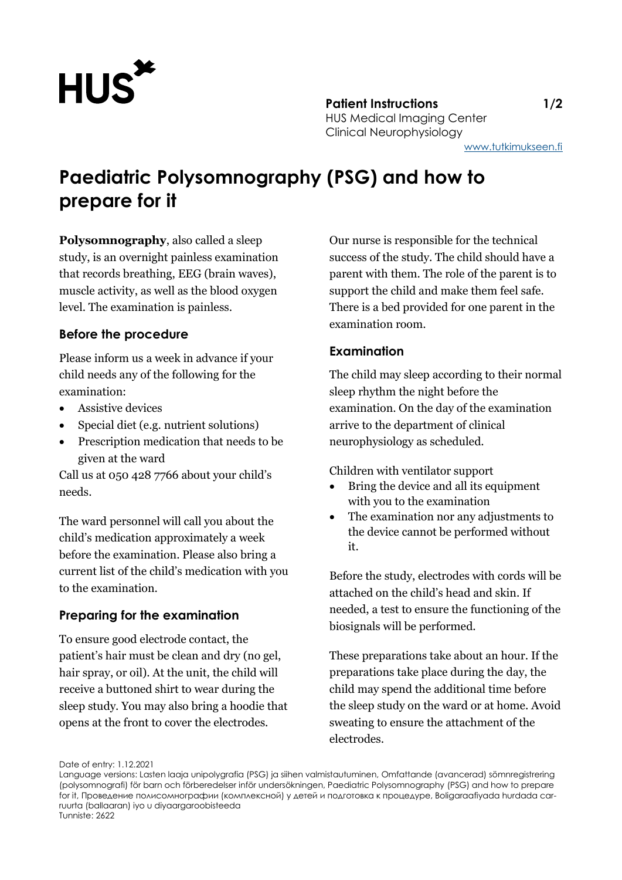**Patient Instructions**
HUS Medical Imaging Center
Clinical Neurophysiology
www.tutkimukseen.fi

# Paediatric Polysomnography (PSG) and how to prepare for it

**Polysomnography**, also called a sleep study, is an overnight painless examination that records breathing, EEG (brain waves), muscle activity, as well as the blood oxygen level. The examination is painless.

## Before the procedure

Please inform us a week in advance if your child needs any of the following for the examination:

- Assistive devices
- Special diet (e.g. nutrient solutions)
- Prescription medication that needs to be given at the ward

Call us at 050 428 7766 about your child's needs.

The ward personnel will call you about the child's medication approximately a week before the examination. Please also bring a current list of the child's medication with you to the examination.

## Preparing for the examination

To ensure good electrode contact, the patient's hair must be clean and dry (no gel, hair spray, or oil). At the unit, the child will receive a buttoned shirt to wear during the sleep study. You may also bring a hoodie that opens at the front to cover the electrodes.

Our nurse is responsible for the technical success of the study. The child should have a parent with them. The role of the parent is to support the child and make them feel safe. There is a bed provided for one parent in the examination room.

## Examination

The child may sleep according to their normal sleep rhythm the night before the examination. On the day of the examination arrive to the department of clinical neurophysiology as scheduled.

Children with ventilator support

- Bring the device and all its equipment with you to the examination
- The examination nor any adjustments to the device cannot be performed without it.

Before the study, electrodes with cords will be attached on the child's head and skin. If needed, a test to ensure the functioning of the biosignals will be performed.

These preparations take about an hour. If the preparations take place during the day, the child may spend the additional time before the sleep study on the ward or at home. Avoid sweating to ensure the attachment of the electrodes.

Date of entry: 1.12.2021
Language versions: Lasten laaja unipolygrafia (PSG) ja siihen valmistautuminen, Omfattande (avancerad) sömnregistrering (polysomnografi) för barn och förberedelser inför undersökningen, Paediatric Polysomnography (PSG) and how to prepare for it, Проведение полисомнографии (комплексной) у детей и подготовка к процедуре, Boligaraafiyada hurdada car-ruurta (ballaaran) iyo u diyaargaroobisteeda
Tunniste: 2622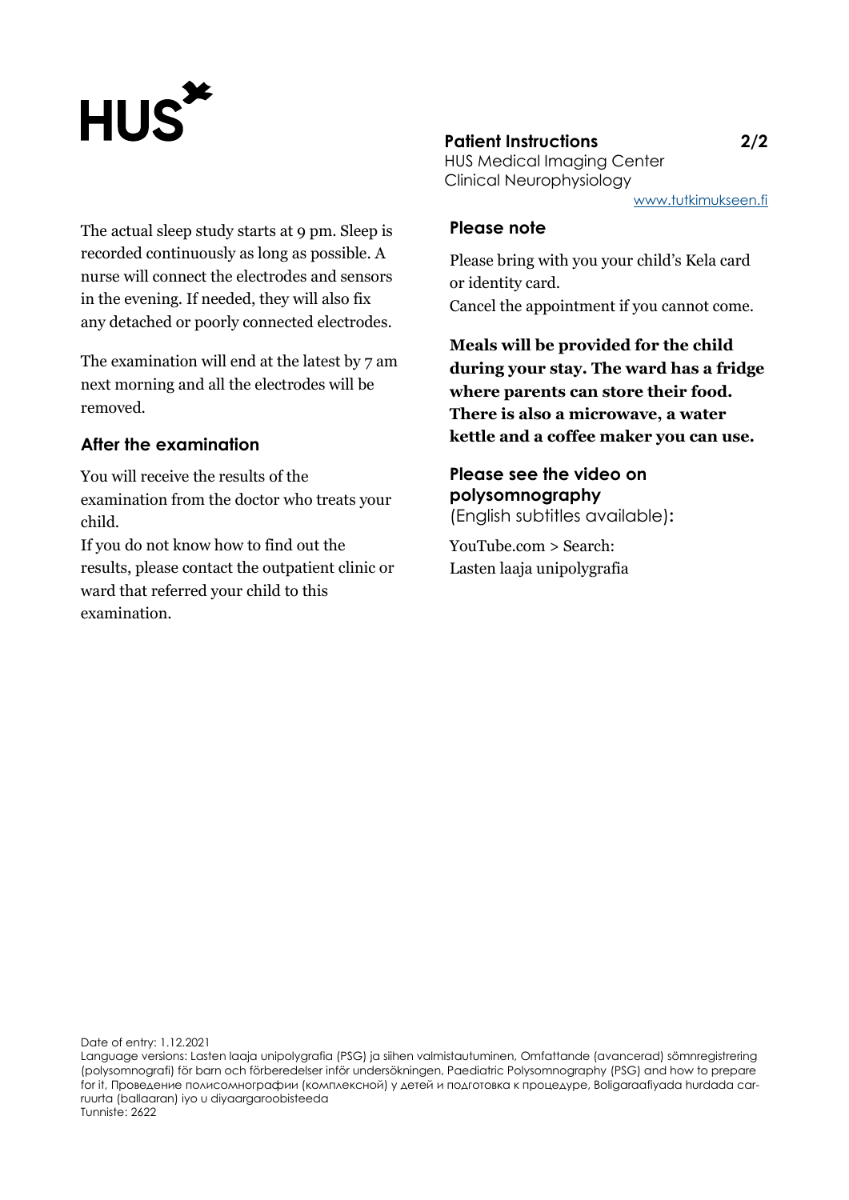The actual sleep study starts at 9 pm. Sleep is recorded continuously as long as possible. A nurse will connect the electrodes and sensors in the evening. If needed, they will also fix any detached or poorly connected electrodes.

The examination will end at the latest by 7 am next morning and all the electrodes will be removed.

## After the examination

You will receive the results of the examination from the doctor who treats your child.
If you do not know how to find out the results, please contact the outpatient clinic or ward that referred your child to this examination.

## Please note

Please bring with you your child's Kela card or identity card.
Cancel the appointment if you cannot come.

**Meals will be provided for the child during your stay. The ward has a fridge where parents can store their food. There is also a microwave, a water kettle and a coffee maker you can use.**

## Please see the video on polysomnography

(English subtitles available):

YouTube.com > Search:
Lasten laaja unipolygrafia

Date of entry: 1.12.2021
Language versions: Lasten laaja unipolygrafia (PSG) ja siihen valmistautuminen, Omfattande (avancerad) sömnregistrering (polysomnografi) för barn och förberedelser inför undersökningen, Paediatric Polysomnography (PSG) and how to prepare for it, Проведение полисомнографии (комплексной) у детей и подготовка к процедуре, Boligaraafiyada hurdada car-ruurta (ballaaran) iyo u diyaargaroobisteeda
Tunniste: 2622